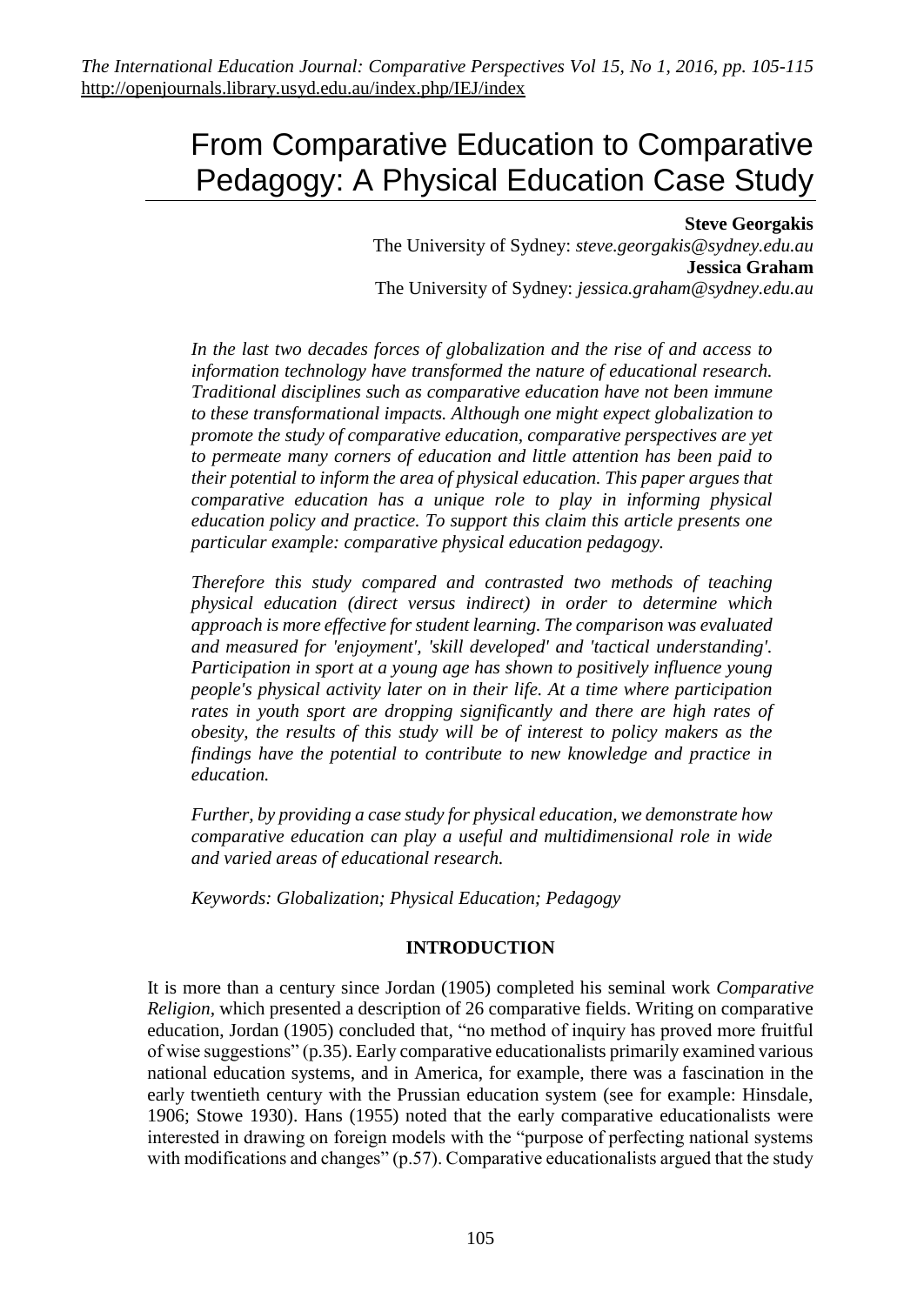# From Comparative Education to Comparative Pedagogy: A Physical Education Case Study

**Steve Georgakis**
The University of Sydney: *steve.georgakis@sydney.edu.au*
**Jessica Graham**
The University of Sydney: *jessica.graham@sydney.edu.au*

*In the last two decades forces of globalization and the rise of and access to information technology have transformed the nature of educational research. Traditional disciplines such as comparative education have not been immune to these transformational impacts. Although one might expect globalization to promote the study of comparative education, comparative perspectives are yet to permeate many corners of education and little attention has been paid to their potential to inform the area of physical education. This paper argues that comparative education has a unique role to play in informing physical education policy and practice. To support this claim this article presents one particular example: comparative physical education pedagogy.*

*Therefore this study compared and contrasted two methods of teaching physical education (direct versus indirect) in order to determine which approach is more effective for student learning. The comparison was evaluated and measured for 'enjoyment', 'skill developed' and 'tactical understanding'. Participation in sport at a young age has shown to positively influence young people's physical activity later on in their life. At a time where participation rates in youth sport are dropping significantly and there are high rates of obesity, the results of this study will be of interest to policy makers as the findings have the potential to contribute to new knowledge and practice in education.*

*Further, by providing a case study for physical education, we demonstrate how comparative education can play a useful and multidimensional role in wide and varied areas of educational research.*

*Keywords: Globalization; Physical Education; Pedagogy*

## INTRODUCTION

It is more than a century since Jordan (1905) completed his seminal work *Comparative Religion*, which presented a description of 26 comparative fields. Writing on comparative education, Jordan (1905) concluded that, "no method of inquiry has proved more fruitful of wise suggestions" (p.35). Early comparative educationalists primarily examined various national education systems, and in America, for example, there was a fascination in the early twentieth century with the Prussian education system (see for example: Hinsdale, 1906; Stowe 1930). Hans (1955) noted that the early comparative educationalists were interested in drawing on foreign models with the "purpose of perfecting national systems with modifications and changes" (p.57). Comparative educationalists argued that the study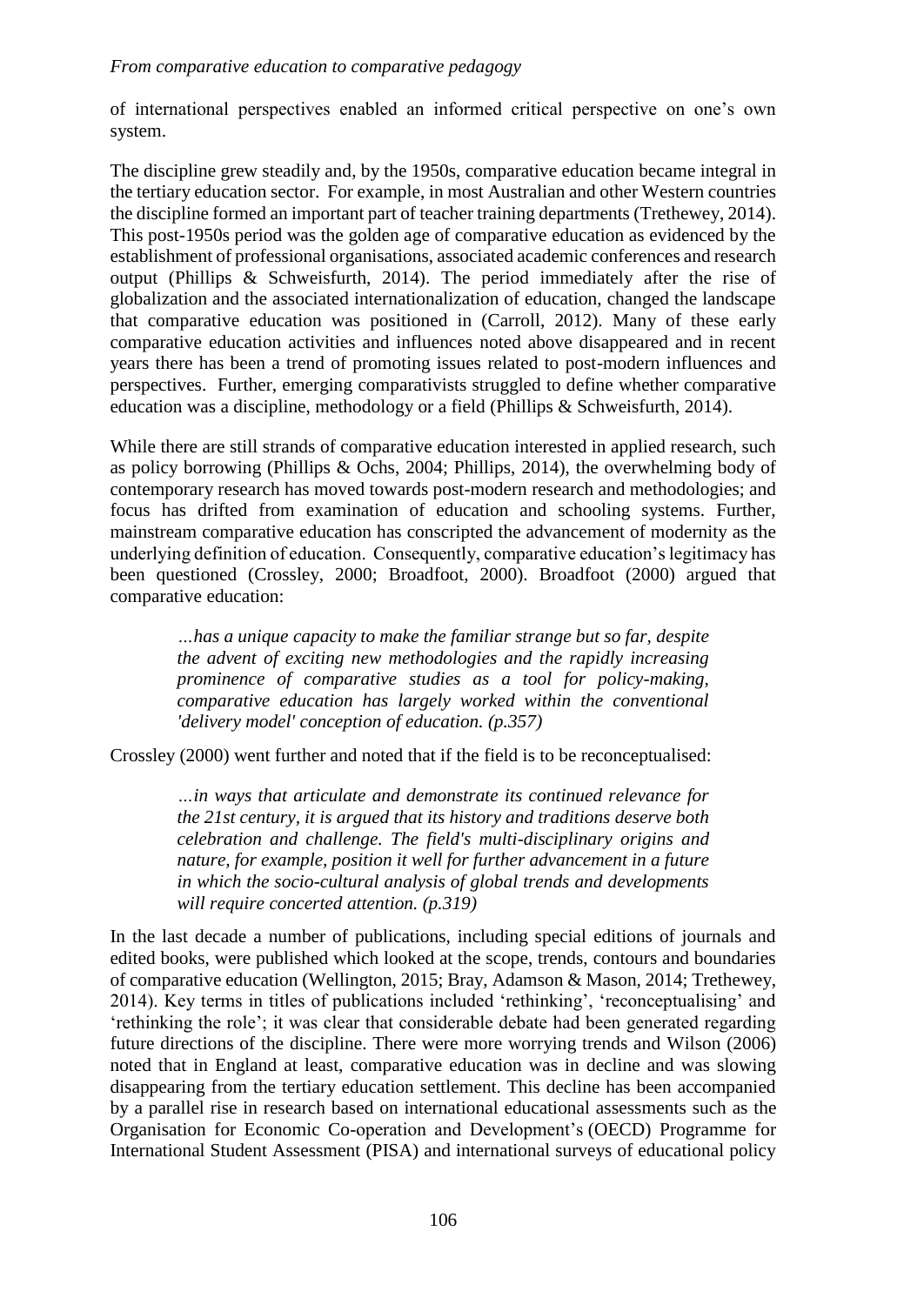of international perspectives enabled an informed critical perspective on one's own system.

The discipline grew steadily and, by the 1950s, comparative education became integral in the tertiary education sector. For example, in most Australian and other Western countries the discipline formed an important part of teacher training departments (Trethewey, 2014). This post-1950s period was the golden age of comparative education as evidenced by the establishment of professional organisations, associated academic conferences and research output (Phillips & Schweisfurth, 2014). The period immediately after the rise of globalization and the associated internationalization of education, changed the landscape that comparative education was positioned in (Carroll, 2012). Many of these early comparative education activities and influences noted above disappeared and in recent years there has been a trend of promoting issues related to post-modern influences and perspectives. Further, emerging comparativists struggled to define whether comparative education was a discipline, methodology or a field (Phillips & Schweisfurth, 2014).

While there are still strands of comparative education interested in applied research, such as policy borrowing (Phillips & Ochs, 2004; Phillips, 2014), the overwhelming body of contemporary research has moved towards post-modern research and methodologies; and focus has drifted from examination of education and schooling systems. Further, mainstream comparative education has conscripted the advancement of modernity as the underlying definition of education. Consequently, comparative education's legitimacy has been questioned (Crossley, 2000; Broadfoot, 2000). Broadfoot (2000) argued that comparative education:

> *…has a unique capacity to make the familiar strange but so far, despite the advent of exciting new methodologies and the rapidly increasing prominence of comparative studies as a tool for policy-making, comparative education has largely worked within the conventional 'delivery model' conception of education. (p.357)*

Crossley (2000) went further and noted that if the field is to be reconceptualised:

> *…in ways that articulate and demonstrate its continued relevance for the 21st century, it is argued that its history and traditions deserve both celebration and challenge. The field's multi-disciplinary origins and nature, for example, position it well for further advancement in a future in which the socio-cultural analysis of global trends and developments will require concerted attention. (p.319)*

In the last decade a number of publications, including special editions of journals and edited books, were published which looked at the scope, trends, contours and boundaries of comparative education (Wellington, 2015; Bray, Adamson & Mason, 2014; Trethewey, 2014). Key terms in titles of publications included 'rethinking', 'reconceptualising' and 'rethinking the role'; it was clear that considerable debate had been generated regarding future directions of the discipline. There were more worrying trends and Wilson (2006) noted that in England at least, comparative education was in decline and was slowing disappearing from the tertiary education settlement. This decline has been accompanied by a parallel rise in research based on international educational assessments such as the Organisation for Economic Co-operation and Development's (OECD) Programme for International Student Assessment (PISA) and international surveys of educational policy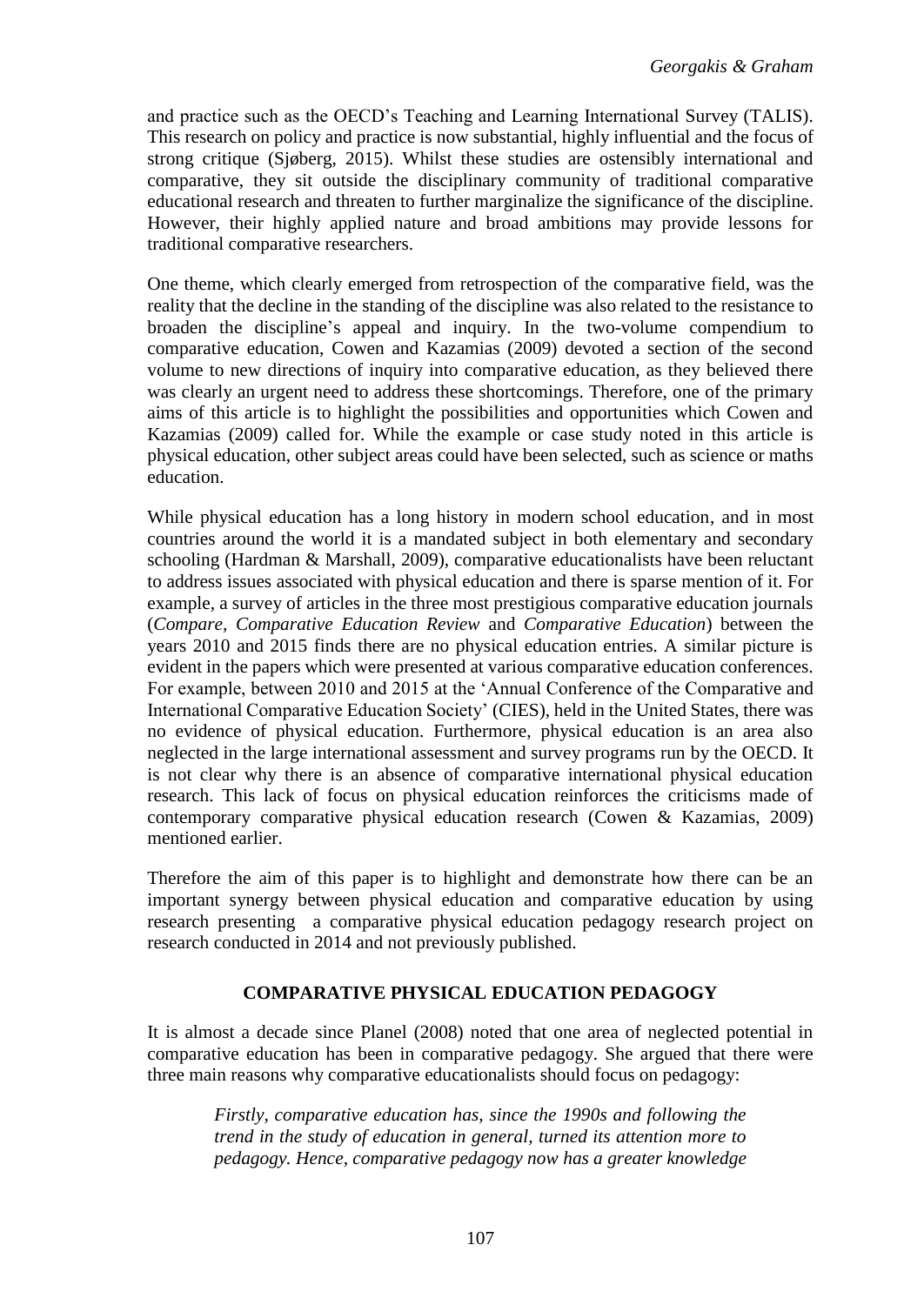and practice such as the OECD's Teaching and Learning International Survey (TALIS). This research on policy and practice is now substantial, highly influential and the focus of strong critique (Sjøberg, 2015). Whilst these studies are ostensibly international and comparative, they sit outside the disciplinary community of traditional comparative educational research and threaten to further marginalize the significance of the discipline. However, their highly applied nature and broad ambitions may provide lessons for traditional comparative researchers.

One theme, which clearly emerged from retrospection of the comparative field, was the reality that the decline in the standing of the discipline was also related to the resistance to broaden the discipline's appeal and inquiry. In the two-volume compendium to comparative education, Cowen and Kazamias (2009) devoted a section of the second volume to new directions of inquiry into comparative education, as they believed there was clearly an urgent need to address these shortcomings. Therefore, one of the primary aims of this article is to highlight the possibilities and opportunities which Cowen and Kazamias (2009) called for. While the example or case study noted in this article is physical education, other subject areas could have been selected, such as science or maths education.

While physical education has a long history in modern school education, and in most countries around the world it is a mandated subject in both elementary and secondary schooling (Hardman & Marshall, 2009), comparative educationalists have been reluctant to address issues associated with physical education and there is sparse mention of it. For example, a survey of articles in the three most prestigious comparative education journals (*Compare, Comparative Education Review* and *Comparative Education*) between the years 2010 and 2015 finds there are no physical education entries. A similar picture is evident in the papers which were presented at various comparative education conferences. For example, between 2010 and 2015 at the 'Annual Conference of the Comparative and International Comparative Education Society' (CIES), held in the United States, there was no evidence of physical education. Furthermore, physical education is an area also neglected in the large international assessment and survey programs run by the OECD. It is not clear why there is an absence of comparative international physical education research. This lack of focus on physical education reinforces the criticisms made of contemporary comparative physical education research (Cowen & Kazamias, 2009) mentioned earlier.

Therefore the aim of this paper is to highlight and demonstrate how there can be an important synergy between physical education and comparative education by using research presenting a comparative physical education pedagogy research project on research conducted in 2014 and not previously published.

## COMPARATIVE PHYSICAL EDUCATION PEDAGOGY

It is almost a decade since Planel (2008) noted that one area of neglected potential in comparative education has been in comparative pedagogy. She argued that there were three main reasons why comparative educationalists should focus on pedagogy:

> *Firstly, comparative education has, since the 1990s and following the trend in the study of education in general, turned its attention more to pedagogy. Hence, comparative pedagogy now has a greater knowledge*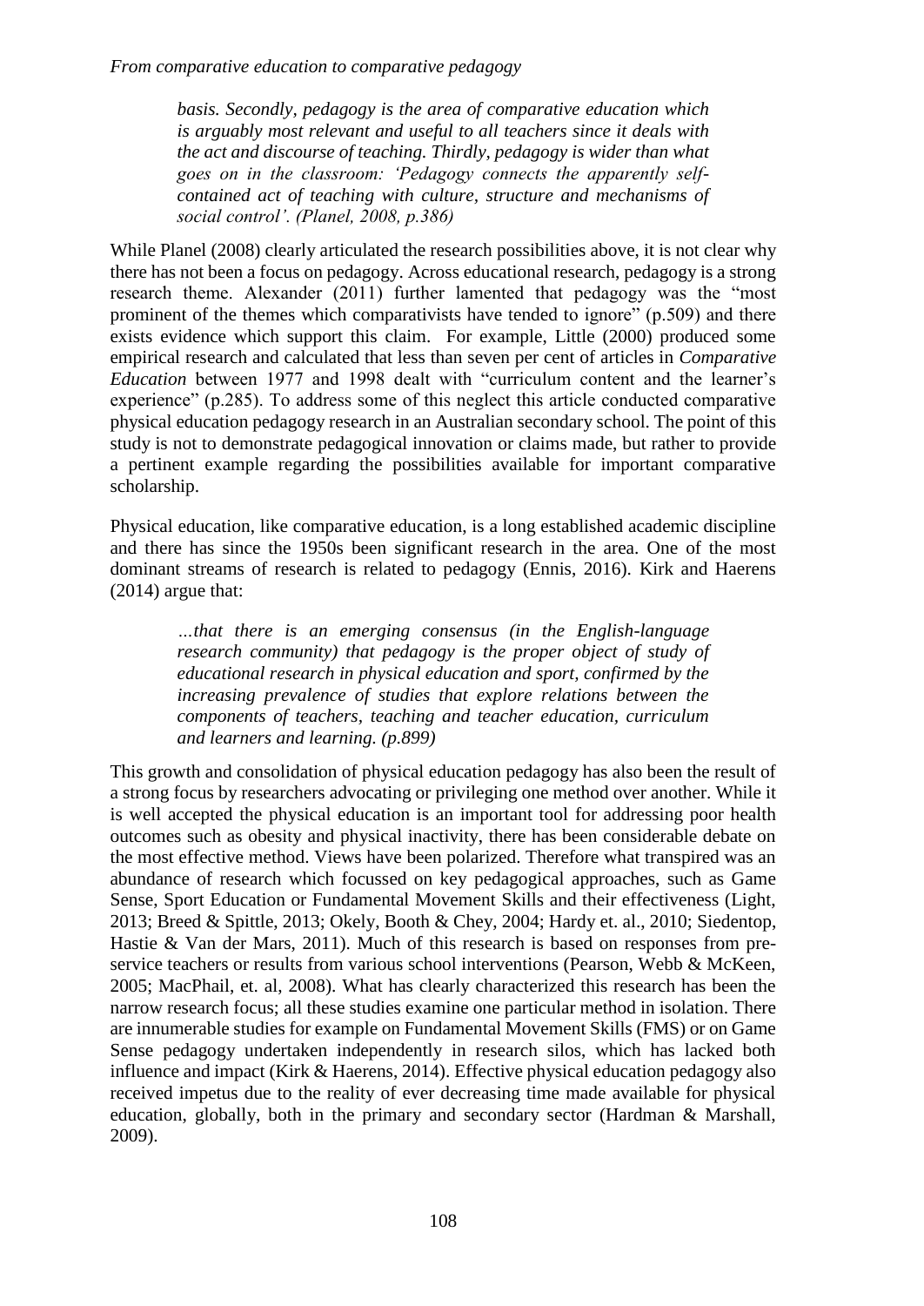> *basis. Secondly, pedagogy is the area of comparative education which is arguably most relevant and useful to all teachers since it deals with the act and discourse of teaching. Thirdly, pedagogy is wider than what goes on in the classroom: 'Pedagogy connects the apparently self-contained act of teaching with culture, structure and mechanisms of social control'. (Planel, 2008, p.386)*

While Planel (2008) clearly articulated the research possibilities above, it is not clear why there has not been a focus on pedagogy. Across educational research, pedagogy is a strong research theme. Alexander (2011) further lamented that pedagogy was the "most prominent of the themes which comparativists have tended to ignore" (p.509) and there exists evidence which support this claim. For example, Little (2000) produced some empirical research and calculated that less than seven per cent of articles in *Comparative Education* between 1977 and 1998 dealt with "curriculum content and the learner's experience" (p.285). To address some of this neglect this article conducted comparative physical education pedagogy research in an Australian secondary school. The point of this study is not to demonstrate pedagogical innovation or claims made, but rather to provide a pertinent example regarding the possibilities available for important comparative scholarship.

Physical education, like comparative education, is a long established academic discipline and there has since the 1950s been significant research in the area. One of the most dominant streams of research is related to pedagogy (Ennis, 2016). Kirk and Haerens (2014) argue that:

> *…that there is an emerging consensus (in the English-language research community) that pedagogy is the proper object of study of educational research in physical education and sport, confirmed by the increasing prevalence of studies that explore relations between the components of teachers, teaching and teacher education, curriculum and learners and learning. (p.899)*

This growth and consolidation of physical education pedagogy has also been the result of a strong focus by researchers advocating or privileging one method over another. While it is well accepted the physical education is an important tool for addressing poor health outcomes such as obesity and physical inactivity, there has been considerable debate on the most effective method. Views have been polarized. Therefore what transpired was an abundance of research which focussed on key pedagogical approaches, such as Game Sense, Sport Education or Fundamental Movement Skills and their effectiveness (Light, 2013; Breed & Spittle, 2013; Okely, Booth & Chey, 2004; Hardy et. al., 2010; Siedentop, Hastie & Van der Mars, 2011). Much of this research is based on responses from pre-service teachers or results from various school interventions (Pearson, Webb & McKeen, 2005; MacPhail, et. al, 2008). What has clearly characterized this research has been the narrow research focus; all these studies examine one particular method in isolation. There are innumerable studies for example on Fundamental Movement Skills (FMS) or on Game Sense pedagogy undertaken independently in research silos, which has lacked both influence and impact (Kirk & Haerens, 2014). Effective physical education pedagogy also received impetus due to the reality of ever decreasing time made available for physical education, globally, both in the primary and secondary sector (Hardman & Marshall, 2009).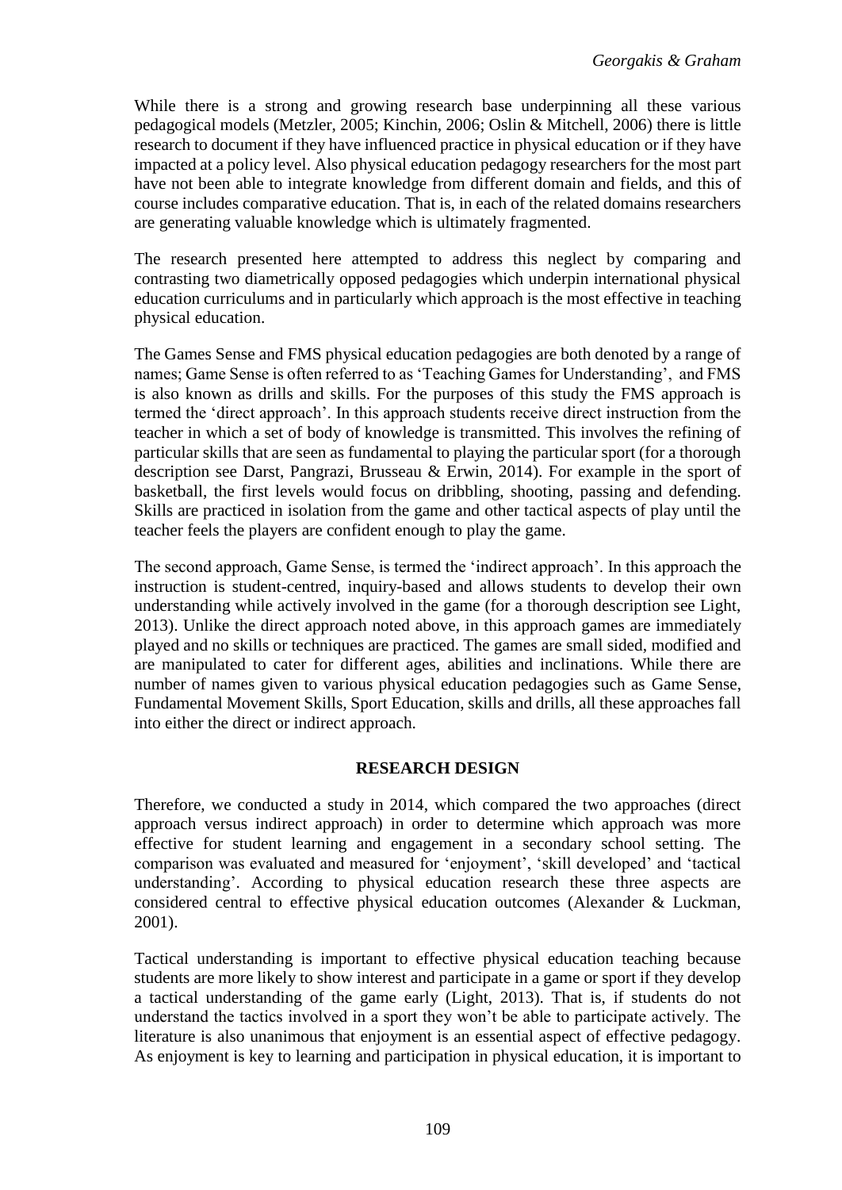While there is a strong and growing research base underpinning all these various pedagogical models (Metzler, 2005; Kinchin, 2006; Oslin & Mitchell, 2006) there is little research to document if they have influenced practice in physical education or if they have impacted at a policy level. Also physical education pedagogy researchers for the most part have not been able to integrate knowledge from different domain and fields, and this of course includes comparative education. That is, in each of the related domains researchers are generating valuable knowledge which is ultimately fragmented.

The research presented here attempted to address this neglect by comparing and contrasting two diametrically opposed pedagogies which underpin international physical education curriculums and in particularly which approach is the most effective in teaching physical education.

The Games Sense and FMS physical education pedagogies are both denoted by a range of names; Game Sense is often referred to as 'Teaching Games for Understanding', and FMS is also known as drills and skills. For the purposes of this study the FMS approach is termed the 'direct approach'. In this approach students receive direct instruction from the teacher in which a set of body of knowledge is transmitted. This involves the refining of particular skills that are seen as fundamental to playing the particular sport (for a thorough description see Darst, Pangrazi, Brusseau & Erwin, 2014). For example in the sport of basketball, the first levels would focus on dribbling, shooting, passing and defending. Skills are practiced in isolation from the game and other tactical aspects of play until the teacher feels the players are confident enough to play the game.

The second approach, Game Sense, is termed the 'indirect approach'. In this approach the instruction is student-centred, inquiry-based and allows students to develop their own understanding while actively involved in the game (for a thorough description see Light, 2013). Unlike the direct approach noted above, in this approach games are immediately played and no skills or techniques are practiced. The games are small sided, modified and are manipulated to cater for different ages, abilities and inclinations. While there are number of names given to various physical education pedagogies such as Game Sense, Fundamental Movement Skills, Sport Education, skills and drills, all these approaches fall into either the direct or indirect approach.

## RESEARCH DESIGN

Therefore, we conducted a study in 2014, which compared the two approaches (direct approach versus indirect approach) in order to determine which approach was more effective for student learning and engagement in a secondary school setting. The comparison was evaluated and measured for 'enjoyment', 'skill developed' and 'tactical understanding'. According to physical education research these three aspects are considered central to effective physical education outcomes (Alexander & Luckman, 2001).

Tactical understanding is important to effective physical education teaching because students are more likely to show interest and participate in a game or sport if they develop a tactical understanding of the game early (Light, 2013). That is, if students do not understand the tactics involved in a sport they won't be able to participate actively. The literature is also unanimous that enjoyment is an essential aspect of effective pedagogy. As enjoyment is key to learning and participation in physical education, it is important to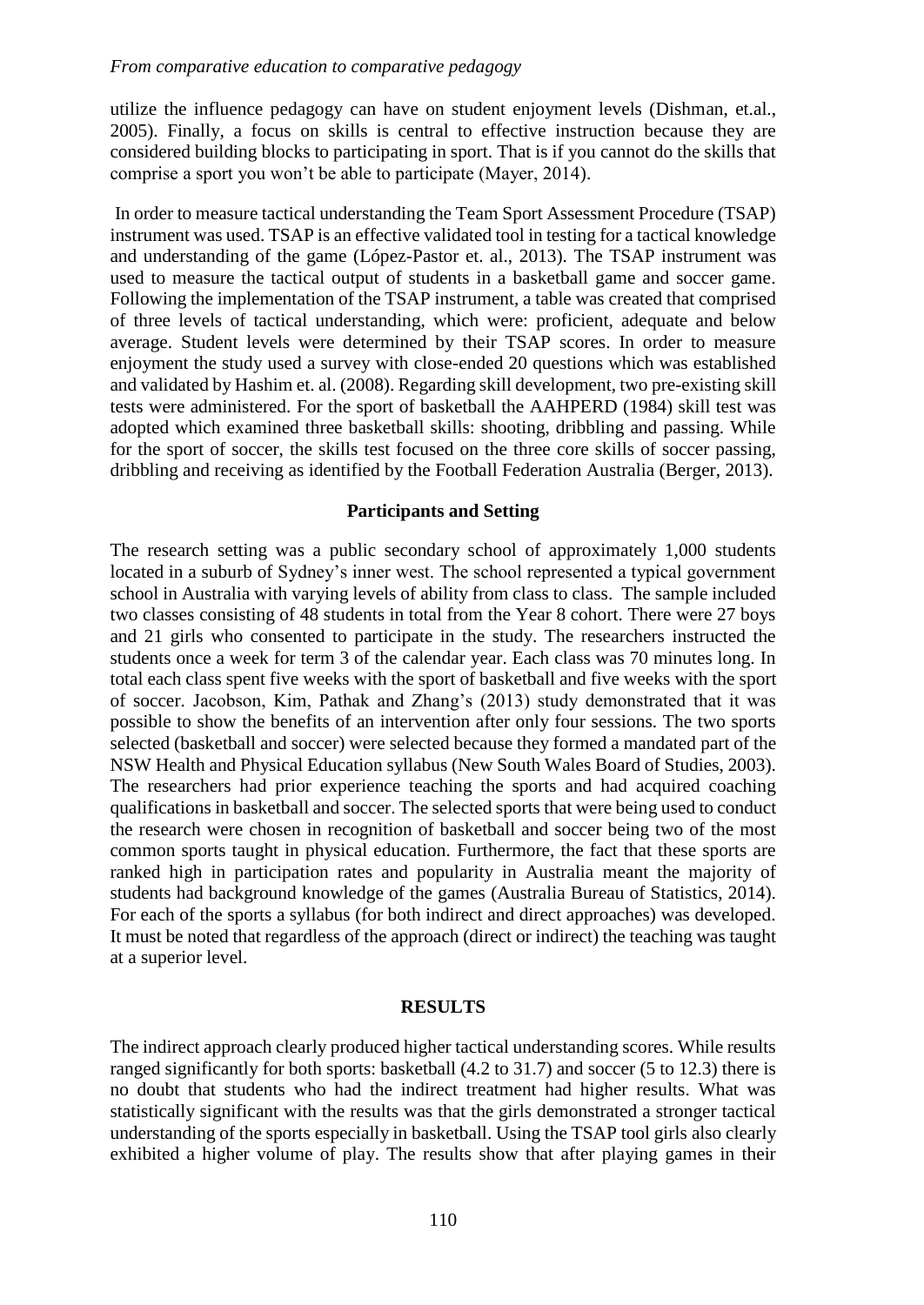utilize the influence pedagogy can have on student enjoyment levels (Dishman, et.al., 2005). Finally, a focus on skills is central to effective instruction because they are considered building blocks to participating in sport. That is if you cannot do the skills that comprise a sport you won't be able to participate (Mayer, 2014).

In order to measure tactical understanding the Team Sport Assessment Procedure (TSAP) instrument was used. TSAP is an effective validated tool in testing for a tactical knowledge and understanding of the game (López-Pastor et. al., 2013). The TSAP instrument was used to measure the tactical output of students in a basketball game and soccer game. Following the implementation of the TSAP instrument, a table was created that comprised of three levels of tactical understanding, which were: proficient, adequate and below average. Student levels were determined by their TSAP scores. In order to measure enjoyment the study used a survey with close-ended 20 questions which was established and validated by Hashim et. al. (2008). Regarding skill development, two pre-existing skill tests were administered. For the sport of basketball the AAHPERD (1984) skill test was adopted which examined three basketball skills: shooting, dribbling and passing. While for the sport of soccer, the skills test focused on the three core skills of soccer passing, dribbling and receiving as identified by the Football Federation Australia (Berger, 2013).

### Participants and Setting

The research setting was a public secondary school of approximately 1,000 students located in a suburb of Sydney's inner west. The school represented a typical government school in Australia with varying levels of ability from class to class. The sample included two classes consisting of 48 students in total from the Year 8 cohort. There were 27 boys and 21 girls who consented to participate in the study. The researchers instructed the students once a week for term 3 of the calendar year. Each class was 70 minutes long. In total each class spent five weeks with the sport of basketball and five weeks with the sport of soccer. Jacobson, Kim, Pathak and Zhang's (2013) study demonstrated that it was possible to show the benefits of an intervention after only four sessions. The two sports selected (basketball and soccer) were selected because they formed a mandated part of the NSW Health and Physical Education syllabus (New South Wales Board of Studies, 2003). The researchers had prior experience teaching the sports and had acquired coaching qualifications in basketball and soccer. The selected sports that were being used to conduct the research were chosen in recognition of basketball and soccer being two of the most common sports taught in physical education. Furthermore, the fact that these sports are ranked high in participation rates and popularity in Australia meant the majority of students had background knowledge of the games (Australia Bureau of Statistics, 2014). For each of the sports a syllabus (for both indirect and direct approaches) was developed. It must be noted that regardless of the approach (direct or indirect) the teaching was taught at a superior level.

## RESULTS

The indirect approach clearly produced higher tactical understanding scores. While results ranged significantly for both sports: basketball (4.2 to 31.7) and soccer (5 to 12.3) there is no doubt that students who had the indirect treatment had higher results. What was statistically significant with the results was that the girls demonstrated a stronger tactical understanding of the sports especially in basketball. Using the TSAP tool girls also clearly exhibited a higher volume of play. The results show that after playing games in their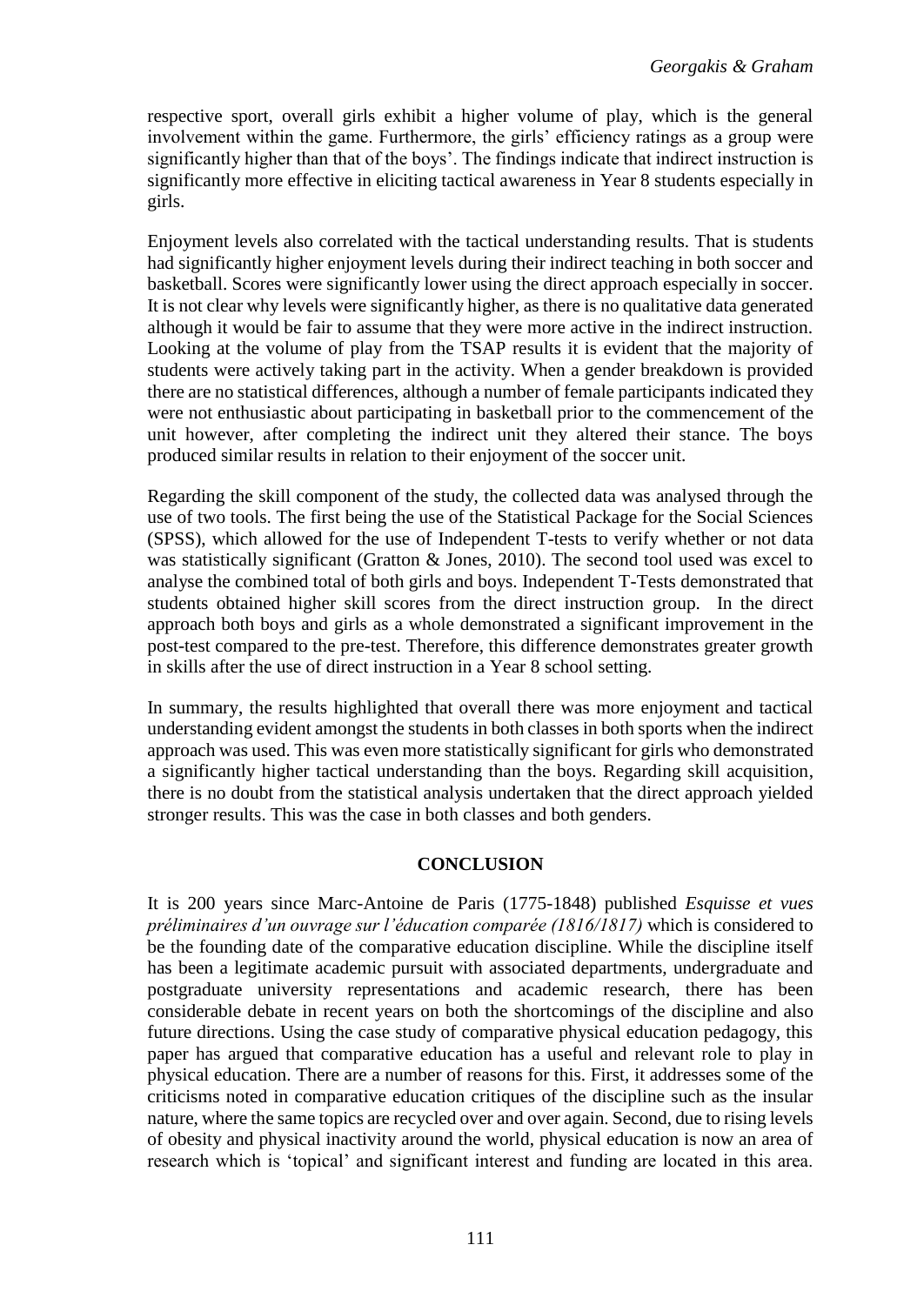respective sport, overall girls exhibit a higher volume of play, which is the general involvement within the game. Furthermore, the girls' efficiency ratings as a group were significantly higher than that of the boys'. The findings indicate that indirect instruction is significantly more effective in eliciting tactical awareness in Year 8 students especially in girls.

Enjoyment levels also correlated with the tactical understanding results. That is students had significantly higher enjoyment levels during their indirect teaching in both soccer and basketball. Scores were significantly lower using the direct approach especially in soccer. It is not clear why levels were significantly higher, as there is no qualitative data generated although it would be fair to assume that they were more active in the indirect instruction. Looking at the volume of play from the TSAP results it is evident that the majority of students were actively taking part in the activity. When a gender breakdown is provided there are no statistical differences, although a number of female participants indicated they were not enthusiastic about participating in basketball prior to the commencement of the unit however, after completing the indirect unit they altered their stance. The boys produced similar results in relation to their enjoyment of the soccer unit.

Regarding the skill component of the study, the collected data was analysed through the use of two tools. The first being the use of the Statistical Package for the Social Sciences (SPSS), which allowed for the use of Independent T-tests to verify whether or not data was statistically significant (Gratton & Jones, 2010). The second tool used was excel to analyse the combined total of both girls and boys. Independent T-Tests demonstrated that students obtained higher skill scores from the direct instruction group. In the direct approach both boys and girls as a whole demonstrated a significant improvement in the post-test compared to the pre-test. Therefore, this difference demonstrates greater growth in skills after the use of direct instruction in a Year 8 school setting.

In summary, the results highlighted that overall there was more enjoyment and tactical understanding evident amongst the students in both classes in both sports when the indirect approach was used. This was even more statistically significant for girls who demonstrated a significantly higher tactical understanding than the boys. Regarding skill acquisition, there is no doubt from the statistical analysis undertaken that the direct approach yielded stronger results. This was the case in both classes and both genders.

## CONCLUSION

It is 200 years since Marc-Antoine de Paris (1775-1848) published *Esquisse et vues préliminaires d'un ouvrage sur l'éducation comparée (1816/1817)* which is considered to be the founding date of the comparative education discipline. While the discipline itself has been a legitimate academic pursuit with associated departments, undergraduate and postgraduate university representations and academic research, there has been considerable debate in recent years on both the shortcomings of the discipline and also future directions. Using the case study of comparative physical education pedagogy, this paper has argued that comparative education has a useful and relevant role to play in physical education. There are a number of reasons for this. First, it addresses some of the criticisms noted in comparative education critiques of the discipline such as the insular nature, where the same topics are recycled over and over again. Second, due to rising levels of obesity and physical inactivity around the world, physical education is now an area of research which is 'topical' and significant interest and funding are located in this area.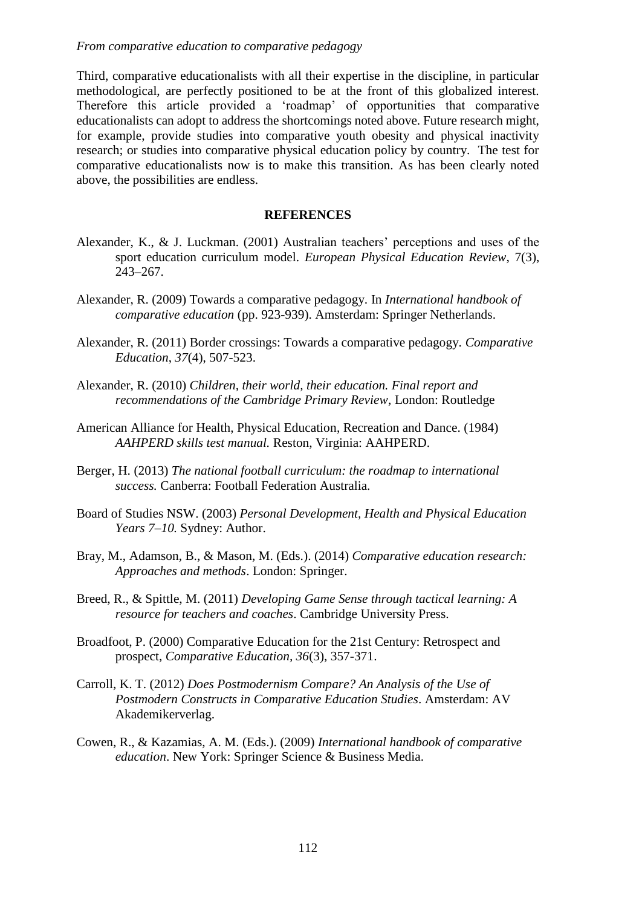Third, comparative educationalists with all their expertise in the discipline, in particular methodological, are perfectly positioned to be at the front of this globalized interest. Therefore this article provided a 'roadmap' of opportunities that comparative educationalists can adopt to address the shortcomings noted above. Future research might, for example, provide studies into comparative youth obesity and physical inactivity research; or studies into comparative physical education policy by country. The test for comparative educationalists now is to make this transition. As has been clearly noted above, the possibilities are endless.

## REFERENCES

Alexander, K., & J. Luckman. (2001) Australian teachers' perceptions and uses of the sport education curriculum model. *European Physical Education Review*, 7(3), 243–267.

Alexander, R. (2009) Towards a comparative pedagogy. In *International handbook of comparative education* (pp. 923-939). Amsterdam: Springer Netherlands.

Alexander, R. (2011) Border crossings: Towards a comparative pedagogy. *Comparative Education*, *37*(4), 507-523.

Alexander, R. (2010) *Children, their world, their education. Final report and recommendations of the Cambridge Primary Review*, London: Routledge

American Alliance for Health, Physical Education, Recreation and Dance. (1984) *AAHPERD skills test manual.* Reston, Virginia: AAHPERD.

Berger, H. (2013) *The national football curriculum: the roadmap to international success.* Canberra: Football Federation Australia.

Board of Studies NSW. (2003) *Personal Development, Health and Physical Education Years 7–10.* Sydney: Author.

Bray, M., Adamson, B., & Mason, M. (Eds.). (2014) *Comparative education research: Approaches and methods*. London: Springer.

Breed, R., & Spittle, M. (2011) *Developing Game Sense through tactical learning: A resource for teachers and coaches*. Cambridge University Press.

Broadfoot, P. (2000) Comparative Education for the 21st Century: Retrospect and prospect, *Comparative Education*, *36*(3), 357-371.

Carroll, K. T. (2012) *Does Postmodernism Compare? An Analysis of the Use of Postmodern Constructs in Comparative Education Studies*. Amsterdam: AV Akademikerverlag.

Cowen, R., & Kazamias, A. M. (Eds.). (2009) *International handbook of comparative education*. New York: Springer Science & Business Media.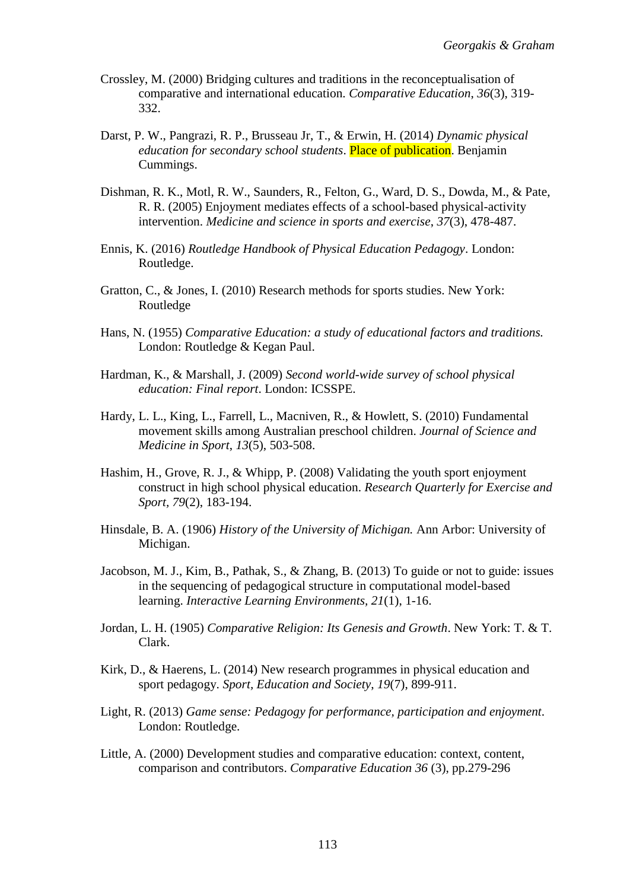Crossley, M. (2000) Bridging cultures and traditions in the reconceptualisation of comparative and international education. *Comparative Education*, *36*(3), 319-332.

Darst, P. W., Pangrazi, R. P., Brusseau Jr, T., & Erwin, H. (2014) *Dynamic physical education for secondary school students*. Place of publication. Benjamin Cummings.

Dishman, R. K., Motl, R. W., Saunders, R., Felton, G., Ward, D. S., Dowda, M., & Pate, R. R. (2005) Enjoyment mediates effects of a school-based physical-activity intervention. *Medicine and science in sports and exercise*, *37*(3), 478-487.

Ennis, K. (2016) *Routledge Handbook of Physical Education Pedagogy*. London: Routledge.

Gratton, C., & Jones, I. (2010) Research methods for sports studies. New York: Routledge

Hans, N. (1955) *Comparative Education: a study of educational factors and traditions.* London: Routledge & Kegan Paul.

Hardman, K., & Marshall, J. (2009) *Second world-wide survey of school physical education: Final report*. London: ICSSPE.

Hardy, L. L., King, L., Farrell, L., Macniven, R., & Howlett, S. (2010) Fundamental movement skills among Australian preschool children. *Journal of Science and Medicine in Sport*, *13*(5), 503-508.

Hashim, H., Grove, R. J., & Whipp, P. (2008) Validating the youth sport enjoyment construct in high school physical education. *Research Quarterly for Exercise and Sport*, *79*(2), 183-194.

Hinsdale, B. A. (1906) *History of the University of Michigan.* Ann Arbor: University of Michigan.

Jacobson, M. J., Kim, B., Pathak, S., & Zhang, B. (2013) To guide or not to guide: issues in the sequencing of pedagogical structure in computational model-based learning. *Interactive Learning Environments*, *21*(1), 1-16.

Jordan, L. H. (1905) *Comparative Religion: Its Genesis and Growth*. New York: T. & T. Clark.

Kirk, D., & Haerens, L. (2014) New research programmes in physical education and sport pedagogy. *Sport, Education and Society*, *19*(7), 899-911.

Light, R. (2013) *Game sense: Pedagogy for performance, participation and enjoyment*. London: Routledge.

Little, A. (2000) Development studies and comparative education: context, content, comparison and contributors. *Comparative Education 36* (3), pp.279-296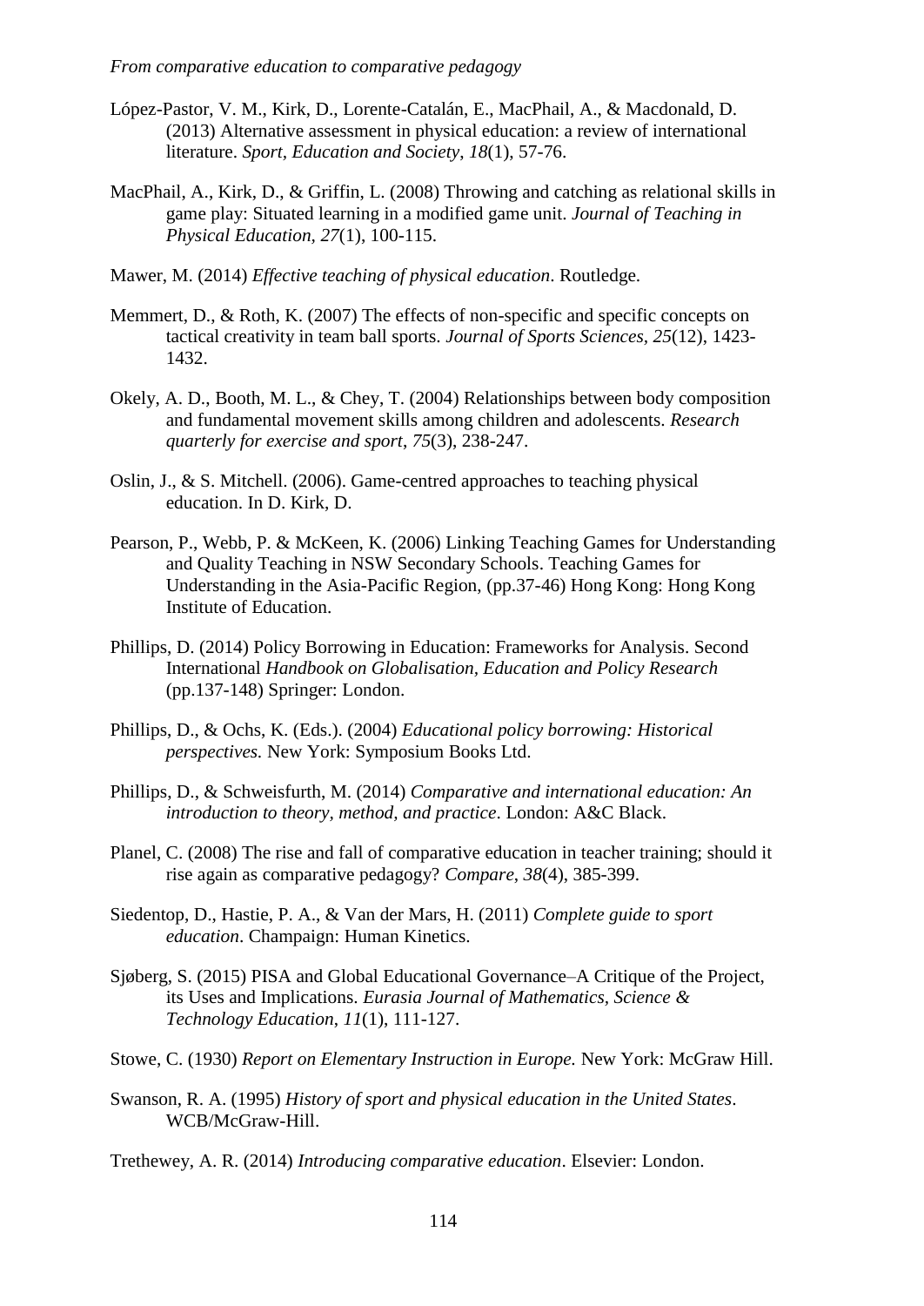López-Pastor, V. M., Kirk, D., Lorente-Catalán, E., MacPhail, A., & Macdonald, D. (2013) Alternative assessment in physical education: a review of international literature. *Sport, Education and Society*, *18*(1), 57-76.

MacPhail, A., Kirk, D., & Griffin, L. (2008) Throwing and catching as relational skills in game play: Situated learning in a modified game unit. *Journal of Teaching in Physical Education, 27*(1), 100-115.

Mawer, M. (2014) *Effective teaching of physical education*. Routledge.

Memmert, D., & Roth, K. (2007) The effects of non-specific and specific concepts on tactical creativity in team ball sports. *Journal of Sports Sciences, 25*(12), 1423-1432.

Okely, A. D., Booth, M. L., & Chey, T. (2004) Relationships between body composition and fundamental movement skills among children and adolescents. *Research quarterly for exercise and sport*, *75*(3), 238-247.

Oslin, J., & S. Mitchell. (2006). Game-centred approaches to teaching physical education. In D. Kirk, D.

Pearson, P., Webb, P. & McKeen, K. (2006) Linking Teaching Games for Understanding and Quality Teaching in NSW Secondary Schools. Teaching Games for Understanding in the Asia-Pacific Region, (pp.37-46) Hong Kong: Hong Kong Institute of Education.

Phillips, D. (2014) Policy Borrowing in Education: Frameworks for Analysis. Second International *Handbook on Globalisation, Education and Policy Research* (pp.137-148) Springer: London.

Phillips, D., & Ochs, K. (Eds.). (2004) *Educational policy borrowing: Historical perspectives.* New York: Symposium Books Ltd.

Phillips, D., & Schweisfurth, M. (2014) *Comparative and international education: An introduction to theory, method, and practice*. London: A&C Black.

Planel, C. (2008) The rise and fall of comparative education in teacher training; should it rise again as comparative pedagogy? *Compare*, *38*(4), 385-399.

Siedentop, D., Hastie, P. A., & Van der Mars, H. (2011) *Complete guide to sport education*. Champaign: Human Kinetics.

Sjøberg, S. (2015) PISA and Global Educational Governance–A Critique of the Project, its Uses and Implications. *Eurasia Journal of Mathematics, Science & Technology Education*, *11*(1), 111-127.

Stowe, C. (1930) *Report on Elementary Instruction in Europe.* New York: McGraw Hill.

Swanson, R. A. (1995) *History of sport and physical education in the United States*. WCB/McGraw-Hill.

Trethewey, A. R. (2014) *Introducing comparative education*. Elsevier: London.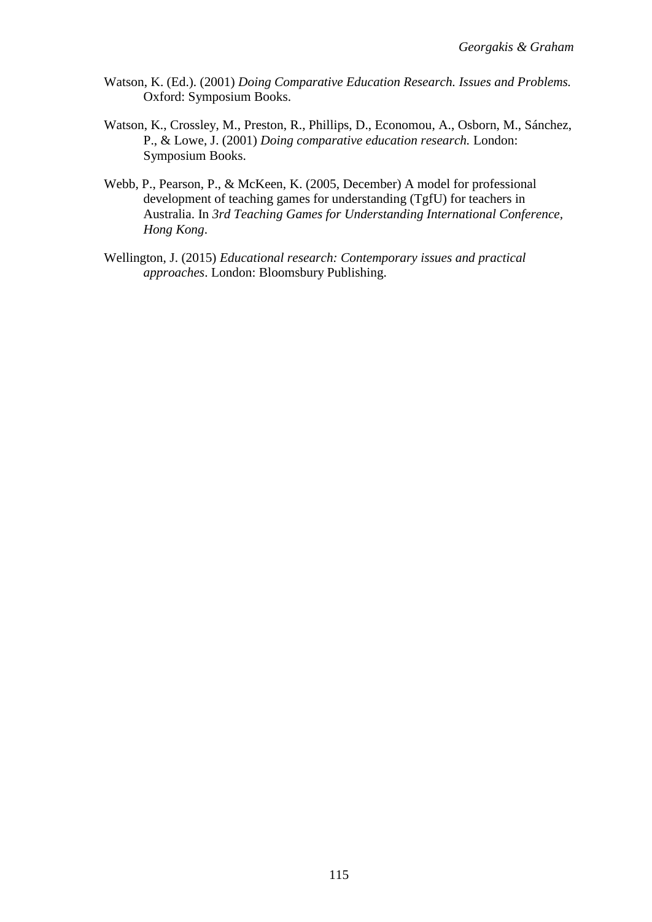Watson, K. (Ed.). (2001) *Doing Comparative Education Research. Issues and Problems.* Oxford: Symposium Books.

Watson, K., Crossley, M., Preston, R., Phillips, D., Economou, A., Osborn, M., Sánchez, P., & Lowe, J. (2001) *Doing comparative education research.* London: Symposium Books.

Webb, P., Pearson, P., & McKeen, K. (2005, December) A model for professional development of teaching games for understanding (TgfU) for teachers in Australia. In *3rd Teaching Games for Understanding International Conference, Hong Kong*.

Wellington, J. (2015) *Educational research: Contemporary issues and practical approaches*. London: Bloomsbury Publishing.